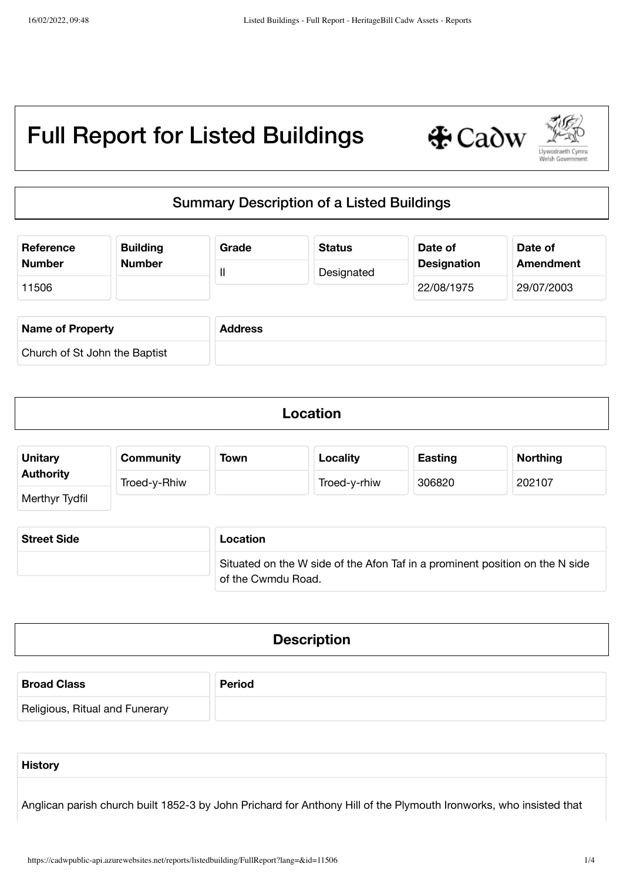# Full Report for Listed Buildings

## Summary Description of a Listed Buildings

| Reference Number | Building Number | Grade | Status | Date of Designation | Date of Amendment |
|---|---|---|---|---|---|
| 11506 | | II | Designated | 22/08/1975 | 29/07/2003 |

| Name of Property | Address |
|---|---|
| Church of St John the Baptist | |

## Location

| Unitary Authority | Community | Town | Locality | Easting | Northing |
|---|---|---|---|---|---|
| Merthyr Tydfil | Troed-y-Rhiw | | Troed-y-rhiw | 306820 | 202107 |

| Street Side | Location |
|---|---|
| | Situated on the W side of the Afon Taf in a prominent position on the N side of the Cwmdu Road. |

## Description

| Broad Class | Period |
|---|---|
| Religious, Ritual and Funerary | |

**History**

Anglican parish church built 1852-3 by John Prichard for Anthony Hill of the Plymouth Ironworks, who insisted that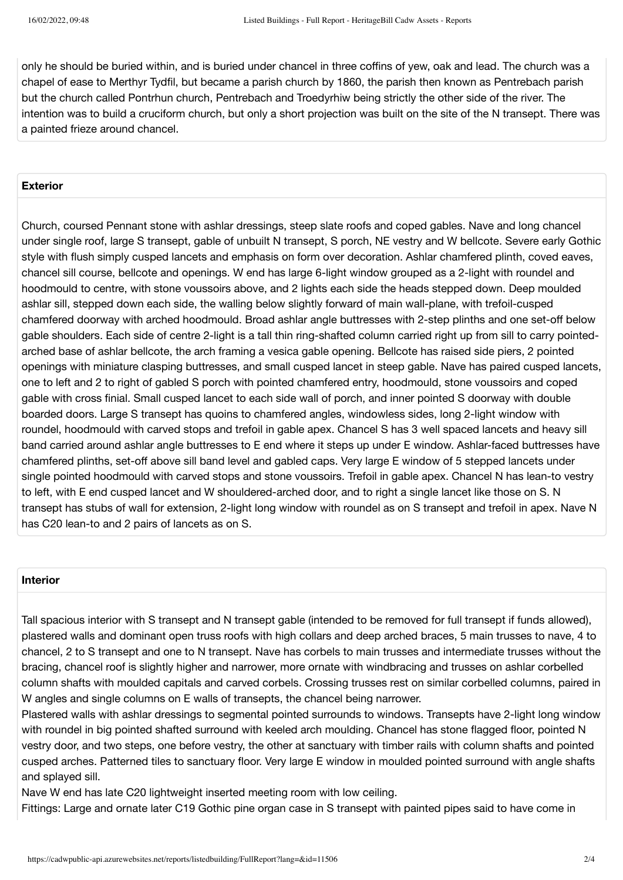only he should be buried within, and is buried under chancel in three coffins of yew, oak and lead. The church was a chapel of ease to Merthyr Tydfil, but became a parish church by 1860, the parish then known as Pentrebach parish but the church called Pontrhun church, Pentrebach and Troedyrhiw being strictly the other side of the river. The intention was to build a cruciform church, but only a short projection was built on the site of the N transept. There was a painted frieze around chancel.

## Exterior

Church, coursed Pennant stone with ashlar dressings, steep slate roofs and coped gables. Nave and long chancel under single roof, large S transept, gable of unbuilt N transept, S porch, NE vestry and W bellcote. Severe early Gothic style with flush simply cusped lancets and emphasis on form over decoration. Ashlar chamfered plinth, coved eaves, chancel sill course, bellcote and openings. W end has large 6-light window grouped as a 2-light with roundel and hoodmould to centre, with stone voussoirs above, and 2 lights each side the heads stepped down. Deep moulded ashlar sill, stepped down each side, the walling below slightly forward of main wall-plane, with trefoil-cusped chamfered doorway with arched hoodmould. Broad ashlar angle buttresses with 2-step plinths and one set-off below gable shoulders. Each side of centre 2-light is a tall thin ring-shafted column carried right up from sill to carry pointed-arched base of ashlar bellcote, the arch framing a vesica gable opening. Bellcote has raised side piers, 2 pointed openings with miniature clasping buttresses, and small cusped lancet in steep gable. Nave has paired cusped lancets, one to left and 2 to right of gabled S porch with pointed chamfered entry, hoodmould, stone voussoirs and coped gable with cross finial. Small cusped lancet to each side wall of porch, and inner pointed S doorway with double boarded doors. Large S transept has quoins to chamfered angles, windowless sides, long 2-light window with roundel, hoodmould with carved stops and trefoil in gable apex. Chancel S has 3 well spaced lancets and heavy sill band carried around ashlar angle buttresses to E end where it steps up under E window. Ashlar-faced buttresses have chamfered plinths, set-off above sill band level and gabled caps. Very large E window of 5 stepped lancets under single pointed hoodmould with carved stops and stone voussoirs. Trefoil in gable apex. Chancel N has lean-to vestry to left, with E end cusped lancet and W shouldered-arched door, and to right a single lancet like those on S. N transept has stubs of wall for extension, 2-light long window with roundel as on S transept and trefoil in apex. Nave N has C20 lean-to and 2 pairs of lancets as on S.

## Interior

Tall spacious interior with S transept and N transept gable (intended to be removed for full transept if funds allowed), plastered walls and dominant open truss roofs with high collars and deep arched braces, 5 main trusses to nave, 4 to chancel, 2 to S transept and one to N transept. Nave has corbels to main trusses and intermediate trusses without the bracing, chancel roof is slightly higher and narrower, more ornate with windbracing and trusses on ashlar corbelled column shafts with moulded capitals and carved corbels. Crossing trusses rest on similar corbelled columns, paired in W angles and single columns on E walls of transepts, the chancel being narrower.

Plastered walls with ashlar dressings to segmental pointed surrounds to windows. Transepts have 2-light long window with roundel in big pointed shafted surround with keeled arch moulding. Chancel has stone flagged floor, pointed N vestry door, and two steps, one before vestry, the other at sanctuary with timber rails with column shafts and pointed cusped arches. Patterned tiles to sanctuary floor. Very large E window in moulded pointed surround with angle shafts and splayed sill.

Nave W end has late C20 lightweight inserted meeting room with low ceiling.

Fittings: Large and ornate later C19 Gothic pine organ case in S transept with painted pipes said to have come in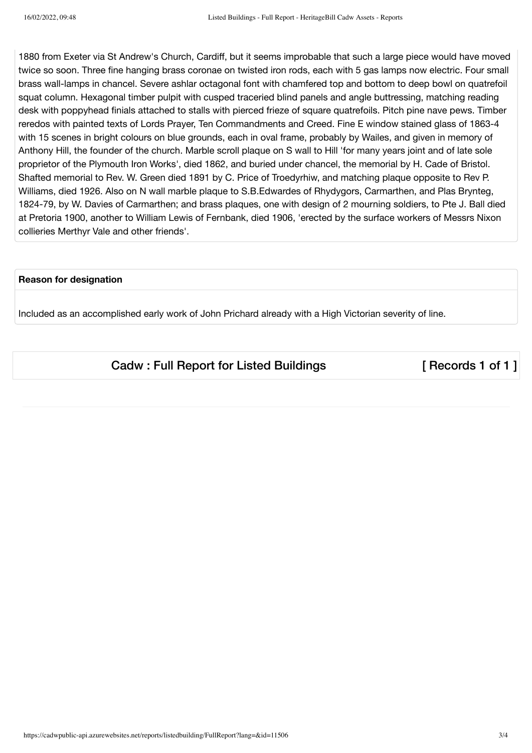1880 from Exeter via St Andrew's Church, Cardiff, but it seems improbable that such a large piece would have moved twice so soon. Three fine hanging brass coronae on twisted iron rods, each with 5 gas lamps now electric. Four small brass wall-lamps in chancel. Severe ashlar octagonal font with chamfered top and bottom to deep bowl on quatrefoil squat column. Hexagonal timber pulpit with cusped traceried blind panels and angle buttressing, matching reading desk with poppyhead finials attached to stalls with pierced frieze of square quatrefoils. Pitch pine nave pews. Timber reredos with painted texts of Lords Prayer, Ten Commandments and Creed. Fine E window stained glass of 1863-4 with 15 scenes in bright colours on blue grounds, each in oval frame, probably by Wailes, and given in memory of Anthony Hill, the founder of the church. Marble scroll plaque on S wall to Hill 'for many years joint and of late sole proprietor of the Plymouth Iron Works', died 1862, and buried under chancel, the memorial by H. Cade of Bristol. Shafted memorial to Rev. W. Green died 1891 by C. Price of Troedyrhiw, and matching plaque opposite to Rev P. Williams, died 1926. Also on N wall marble plaque to S.B.Edwardes of Rhydygors, Carmarthen, and Plas Brynteg, 1824-79, by W. Davies of Carmarthen; and brass plaques, one with design of 2 mourning soldiers, to Pte J. Ball died at Pretoria 1900, another to William Lewis of Fernbank, died 1906, 'erected by the surface workers of Messrs Nixon collieries Merthyr Vale and other friends'.

**Reason for designation**

Included as an accomplished early work of John Prichard already with a High Victorian severity of line.

Cadw : Full Report for Listed Buildings [ Records 1 of 1 ]